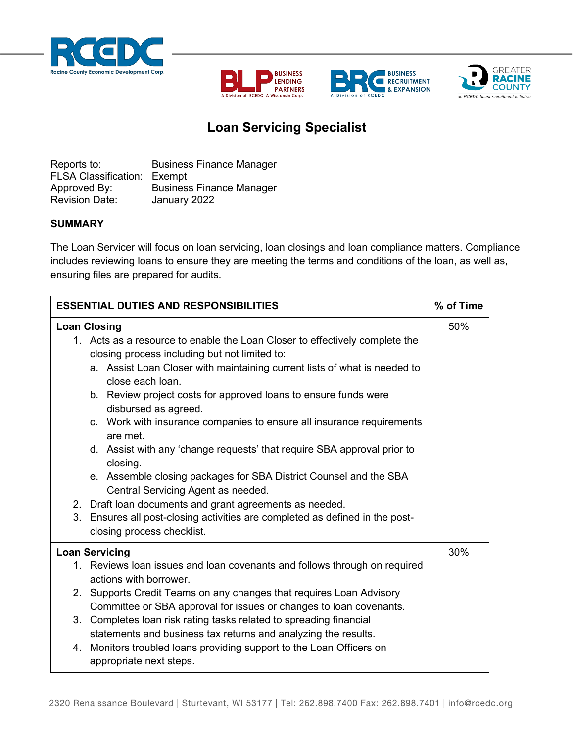# Loan Servicing Specialist

Reports to: Business Finance Manager
FLSA Classification: Exempt
Approved By: Business Finance Manager
Revision Date: January 2022

## SUMMARY

The Loan Servicer will focus on loan servicing, loan closings and loan compliance matters. Compliance includes reviewing loans to ensure they are meeting the terms and conditions of the loan, as well as, ensuring files are prepared for audits.

| ESSENTIAL DUTIES AND RESPONSIBILITIES | % of Time |
|---|---|
| **Loan Closing**<br>1. Acts as a resource to enable the Loan Closer to effectively complete the closing process including but not limited to:<br>a. Assist Loan Closer with maintaining current lists of what is needed to close each loan.<br>b. Review project costs for approved loans to ensure funds were disbursed as agreed.<br>c. Work with insurance companies to ensure all insurance requirements are met.<br>d. Assist with any 'change requests' that require SBA approval prior to closing.<br>e. Assemble closing packages for SBA District Counsel and the SBA Central Servicing Agent as needed.<br>2. Draft loan documents and grant agreements as needed.<br>3. Ensures all post-closing activities are completed as defined in the post-closing process checklist. | 50% |
| **Loan Servicing**<br>1. Reviews loan issues and loan covenants and follows through on required actions with borrower.<br>2. Supports Credit Teams on any changes that requires Loan Advisory Committee or SBA approval for issues or changes to loan covenants.<br>3. Completes loan risk rating tasks related to spreading financial statements and business tax returns and analyzing the results.<br>4. Monitors troubled loans providing support to the Loan Officers on appropriate next steps. | 30% |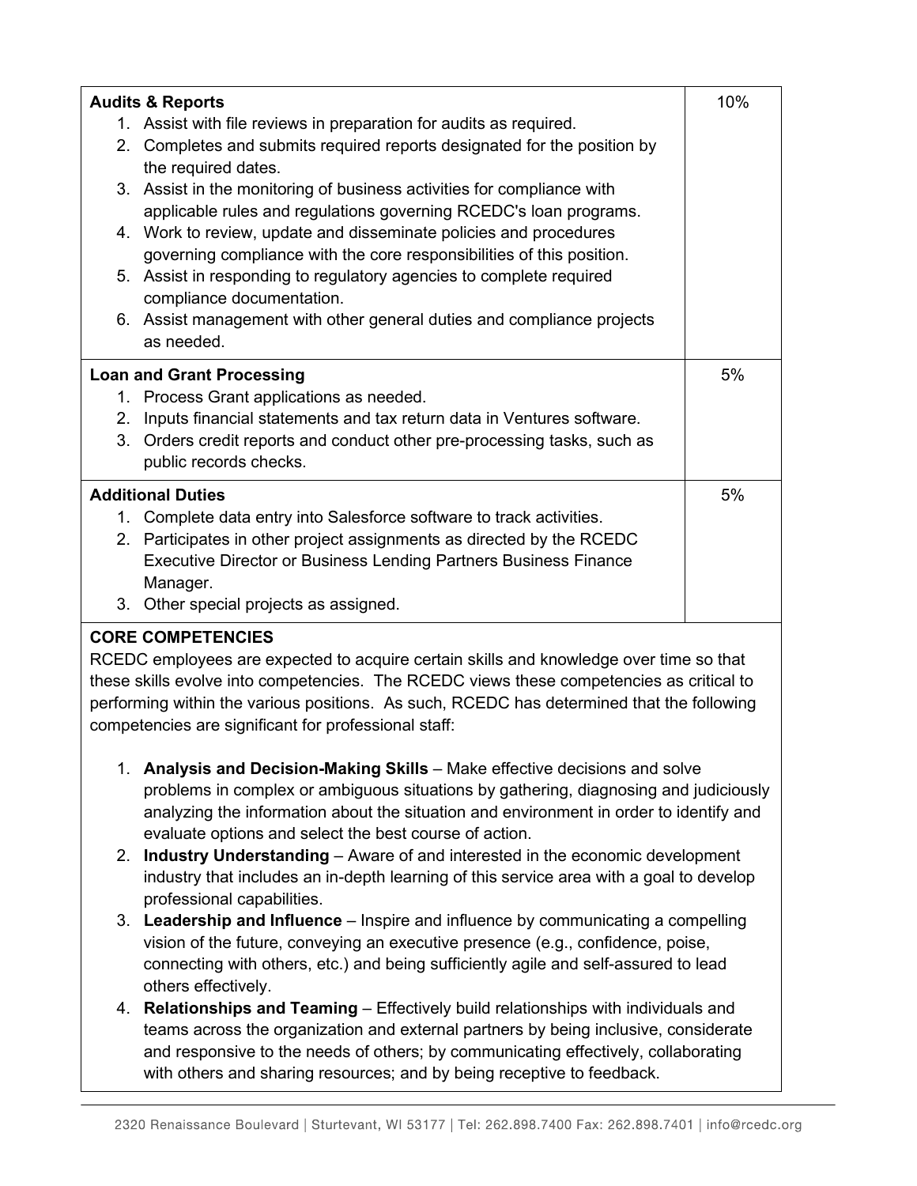| | |
|---|---|
| **Audits & Reports**<br>1. Assist with file reviews in preparation for audits as required.<br>2. Completes and submits required reports designated for the position by the required dates.<br>3. Assist in the monitoring of business activities for compliance with applicable rules and regulations governing RCEDC's loan programs.<br>4. Work to review, update and disseminate policies and procedures governing compliance with the core responsibilities of this position.<br>5. Assist in responding to regulatory agencies to complete required compliance documentation.<br>6. Assist management with other general duties and compliance projects as needed. | 10% |
| **Loan and Grant Processing**<br>1. Process Grant applications as needed.<br>2. Inputs financial statements and tax return data in Ventures software.<br>3. Orders credit reports and conduct other pre-processing tasks, such as public records checks. | 5% |
| **Additional Duties**<br>1. Complete data entry into Salesforce software to track activities.<br>2. Participates in other project assignments as directed by the RCEDC Executive Director or Business Lending Partners Business Finance Manager.<br>3. Other special projects as assigned. | 5% |

**CORE COMPETENCIES**

RCEDC employees are expected to acquire certain skills and knowledge over time so that these skills evolve into competencies. The RCEDC views these competencies as critical to performing within the various positions. As such, RCEDC has determined that the following competencies are significant for professional staff:

1. **Analysis and Decision-Making Skills** – Make effective decisions and solve problems in complex or ambiguous situations by gathering, diagnosing and judiciously analyzing the information about the situation and environment in order to identify and evaluate options and select the best course of action.
2. **Industry Understanding** – Aware of and interested in the economic development industry that includes an in-depth learning of this service area with a goal to develop professional capabilities.
3. **Leadership and Influence** – Inspire and influence by communicating a compelling vision of the future, conveying an executive presence (e.g., confidence, poise, connecting with others, etc.) and being sufficiently agile and self-assured to lead others effectively.
4. **Relationships and Teaming** – Effectively build relationships with individuals and teams across the organization and external partners by being inclusive, considerate and responsive to the needs of others; by communicating effectively, collaborating with others and sharing resources; and by being receptive to feedback.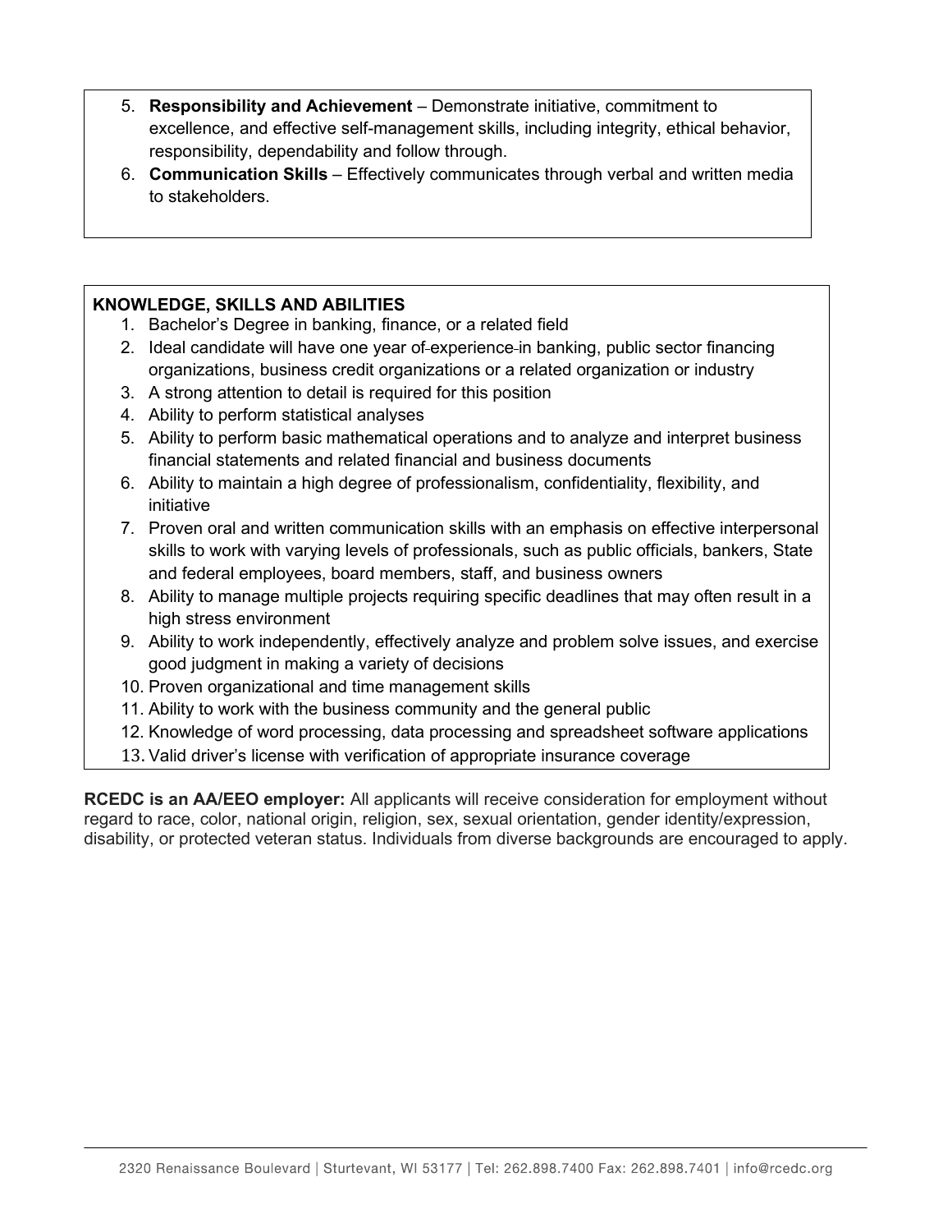5. **Responsibility and Achievement** – Demonstrate initiative, commitment to excellence, and effective self-management skills, including integrity, ethical behavior, responsibility, dependability and follow through.
6. **Communication Skills** – Effectively communicates through verbal and written media to stakeholders.

**KNOWLEDGE, SKILLS AND ABILITIES**

1. Bachelor's Degree in banking, finance, or a related field
2. Ideal candidate will have one year of experience in banking, public sector financing organizations, business credit organizations or a related organization or industry
3. A strong attention to detail is required for this position
4. Ability to perform statistical analyses
5. Ability to perform basic mathematical operations and to analyze and interpret business financial statements and related financial and business documents
6. Ability to maintain a high degree of professionalism, confidentiality, flexibility, and initiative
7. Proven oral and written communication skills with an emphasis on effective interpersonal skills to work with varying levels of professionals, such as public officials, bankers, State and federal employees, board members, staff, and business owners
8. Ability to manage multiple projects requiring specific deadlines that may often result in a high stress environment
9. Ability to work independently, effectively analyze and problem solve issues, and exercise good judgment in making a variety of decisions
10. Proven organizational and time management skills
11. Ability to work with the business community and the general public
12. Knowledge of word processing, data processing and spreadsheet software applications
13. Valid driver's license with verification of appropriate insurance coverage

**RCEDC is an AA/EEO employer:** All applicants will receive consideration for employment without regard to race, color, national origin, religion, sex, sexual orientation, gender identity/expression, disability, or protected veteran status. Individuals from diverse backgrounds are encouraged to apply.